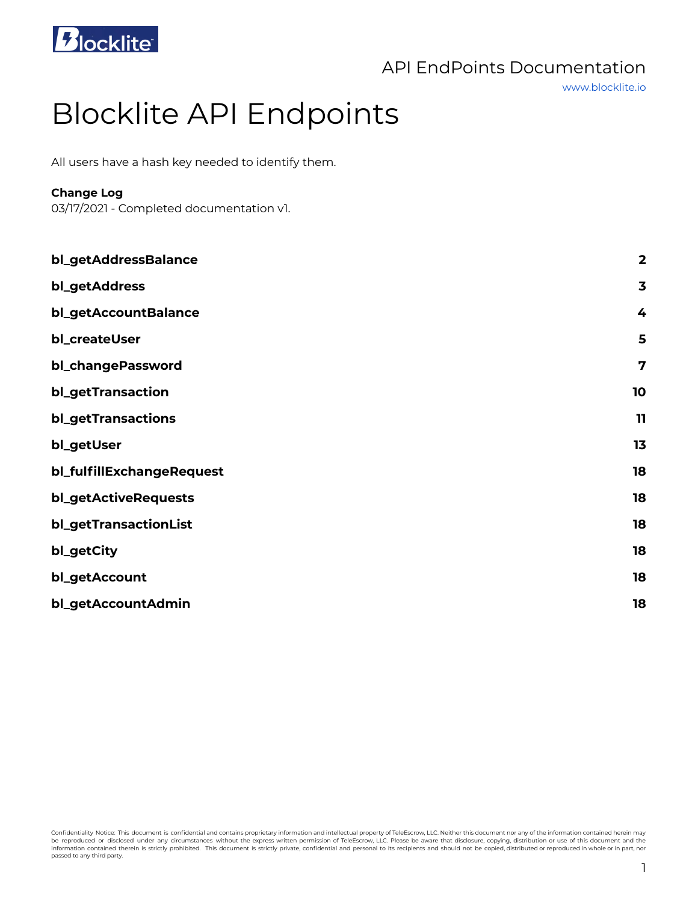API EndPoints Documentation

www.blocklite.io

# Blocklite API Endpoints

All users have a hash key needed to identify them.

**Change Log**
03/17/2021 - Completed documentation v1.

| | |
|---|---|
| **bl_getAddressBalance** | **2** |
| **bl_getAddress** | **3** |
| **bl_getAccountBalance** | **4** |
| **bl_createUser** | **5** |
| **bl_changePassword** | **7** |
| **bl_getTransaction** | **10** |
| **bl_getTransactions** | **11** |
| **bl_getUser** | **13** |
| **bl_fulfillExchangeRequest** | **18** |
| **bl_getActiveRequests** | **18** |
| **bl_getTransactionList** | **18** |
| **bl_getCity** | **18** |
| **bl_getAccount** | **18** |
| **bl_getAccountAdmin** | **18** |

Confidentiality Notice: This document is confidential and contains proprietary information and intellectual property of TeleEscrow, LLC. Neither this document nor any of the information contained herein may be reproduced or disclosed under any circumstances without the express written permission of TeleEscrow, LLC. Please be aware that disclosure, copying, distribution or use of this document and the information contained therein is strictly prohibited. This document is strictly private, confidential and personal to its recipients and should not be copied, distributed or reproduced in whole or in part, nor passed to any third party.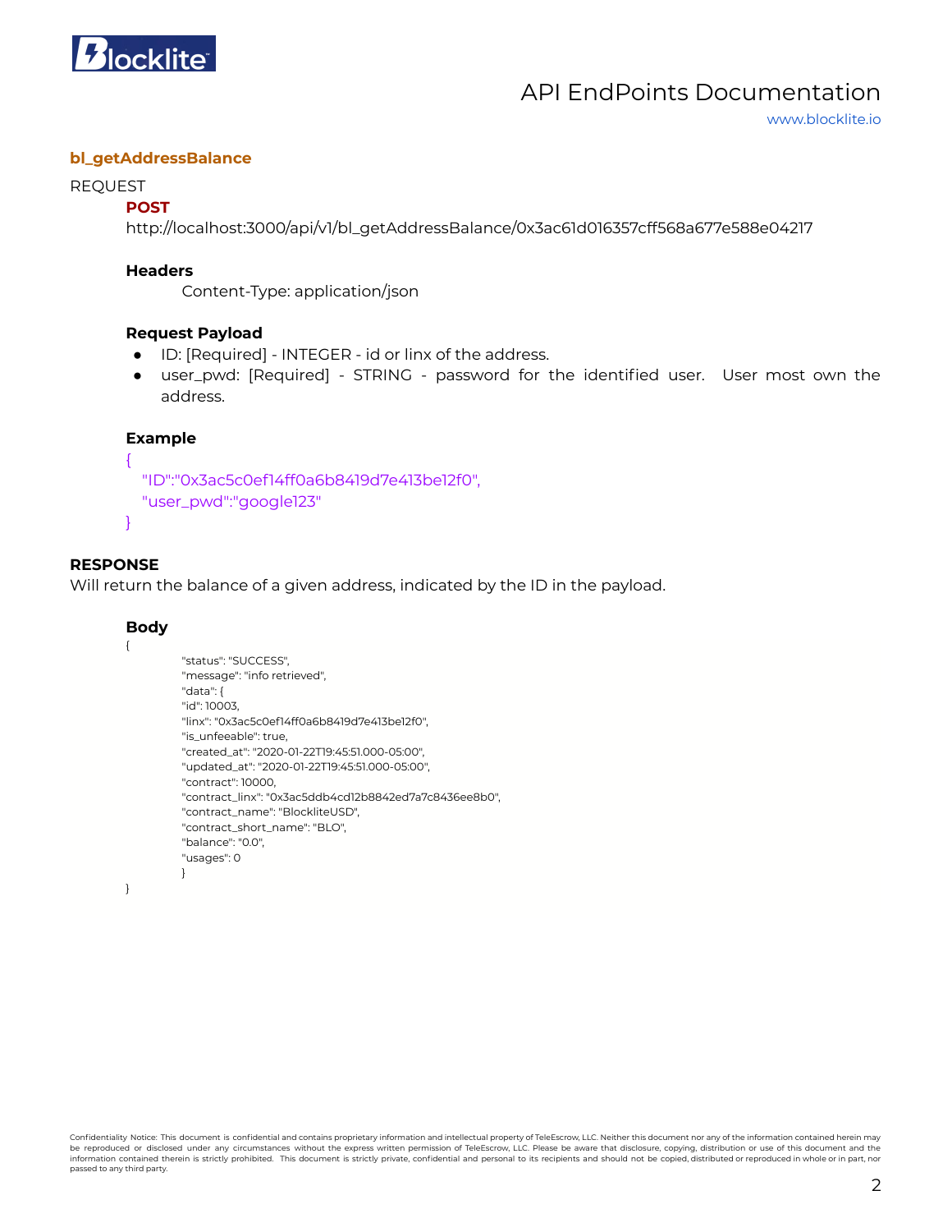## bl_getAddressBalance

REQUEST

**POST**

http://localhost:3000/api/v1/bl_getAddressBalance/0x3ac61d016357cff568a677e588e04217

**Headers**

Content-Type: application/json

**Request Payload**

- ID: [Required] - INTEGER - id or linx of the address.
- user_pwd: [Required] - STRING - password for the identified user. User most own the address.

**Example**

```
{
  "ID":"0x3ac5c0ef14ff0a6b8419d7e413be12f0",
  "user_pwd":"google123"
}
```

**RESPONSE**

Will return the balance of a given address, indicated by the ID in the payload.

**Body**

```
{
        "status": "SUCCESS",
        "message": "info retrieved",
        "data": {
        "id": 10003,
        "linx": "0x3ac5c0ef14ff0a6b8419d7e413be12f0",
        "is_unfeeable": true,
        "created_at": "2020-01-22T19:45:51.000-05:00",
        "updated_at": "2020-01-22T19:45:51.000-05:00",
        "contract": 10000,
        "contract_linx": "0x3ac5ddb4cd12b8842ed7a7c8436ee8b0",
        "contract_name": "BlockliteUSD",
        "contract_short_name": "BLO",
        "balance": "0.0",
        "usages": 0
        }
}
```

Confidentiality Notice: This document is confidential and contains proprietary information and intellectual property of TeleEscrow, LLC. Neither this document nor any of the information contained herein may be reproduced or disclosed under any circumstances without the express written permission of TeleEscrow, LLC. Please be aware that disclosure, copying, distribution or use of this document and the information contained therein is strictly prohibited. This document is strictly private, confidential and personal to its recipients and should not be copied, distributed or reproduced in whole or in part, nor passed to any third party.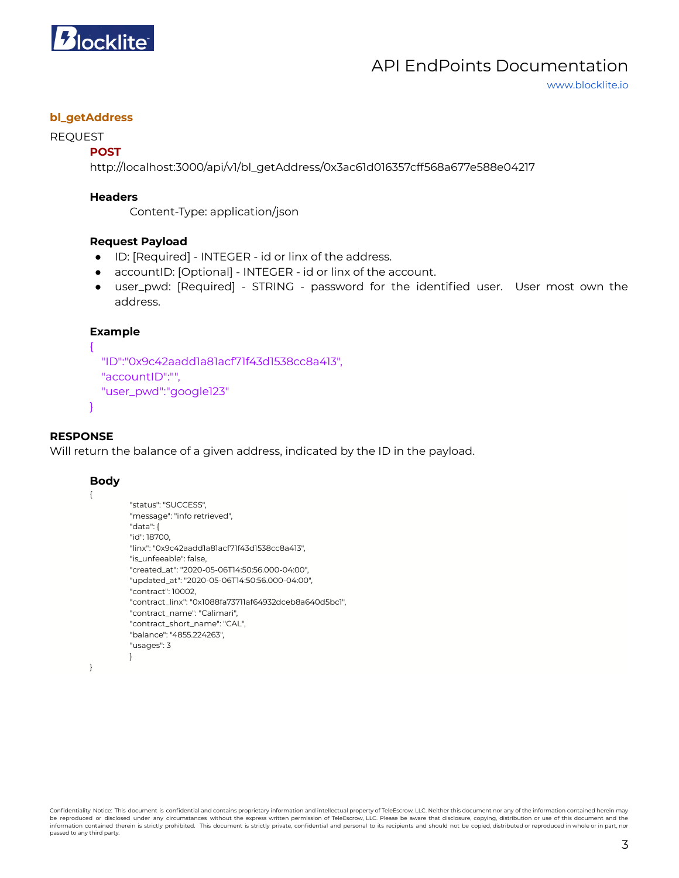### bl_getAddress

REQUEST

**POST**

http://localhost:3000/api/v1/bl_getAddress/0x3ac61d016357cff568a677e588e04217

**Headers**

Content-Type: application/json

**Request Payload**

- ID: [Required] - INTEGER - id or linx of the address.
- accountID: [Optional] - INTEGER - id or linx of the account.
- user_pwd: [Required] - STRING - password for the identified user. User most own the address.

**Example**

```
{
  "ID":"0x9c42aadd1a81acf71f43d1538cc8a413",
  "accountID":"",
  "user_pwd":"google123"
}
```

**RESPONSE**

Will return the balance of a given address, indicated by the ID in the payload.

**Body**

```
{
        "status": "SUCCESS",
        "message": "info retrieved",
        "data": {
        "id": 18700,
        "linx": "0x9c42aadd1a81acf71f43d1538cc8a413",
        "is_unfeeable": false,
        "created_at": "2020-05-06T14:50:56.000-04:00",
        "updated_at": "2020-05-06T14:50:56.000-04:00",
        "contract": 10002,
        "contract_linx": "0x1088fa73711af64932dceb8a640d5bc1",
        "contract_name": "Calimari",
        "contract_short_name": "CAL",
        "balance": "4855.224263",
        "usages": 3
        }
}
```

Confidentiality Notice: This document is confidential and contains proprietary information and intellectual property of TeleEscrow, LLC. Neither this document nor any of the information contained herein may be reproduced or disclosed under any circumstances without the express written permission of TeleEscrow, LLC. Please be aware that disclosure, copying, distribution or use of this document and the information contained therein is strictly prohibited. This document is strictly private, confidential and personal to its recipients and should not be copied, distributed or reproduced in whole or in part, nor passed to any third party.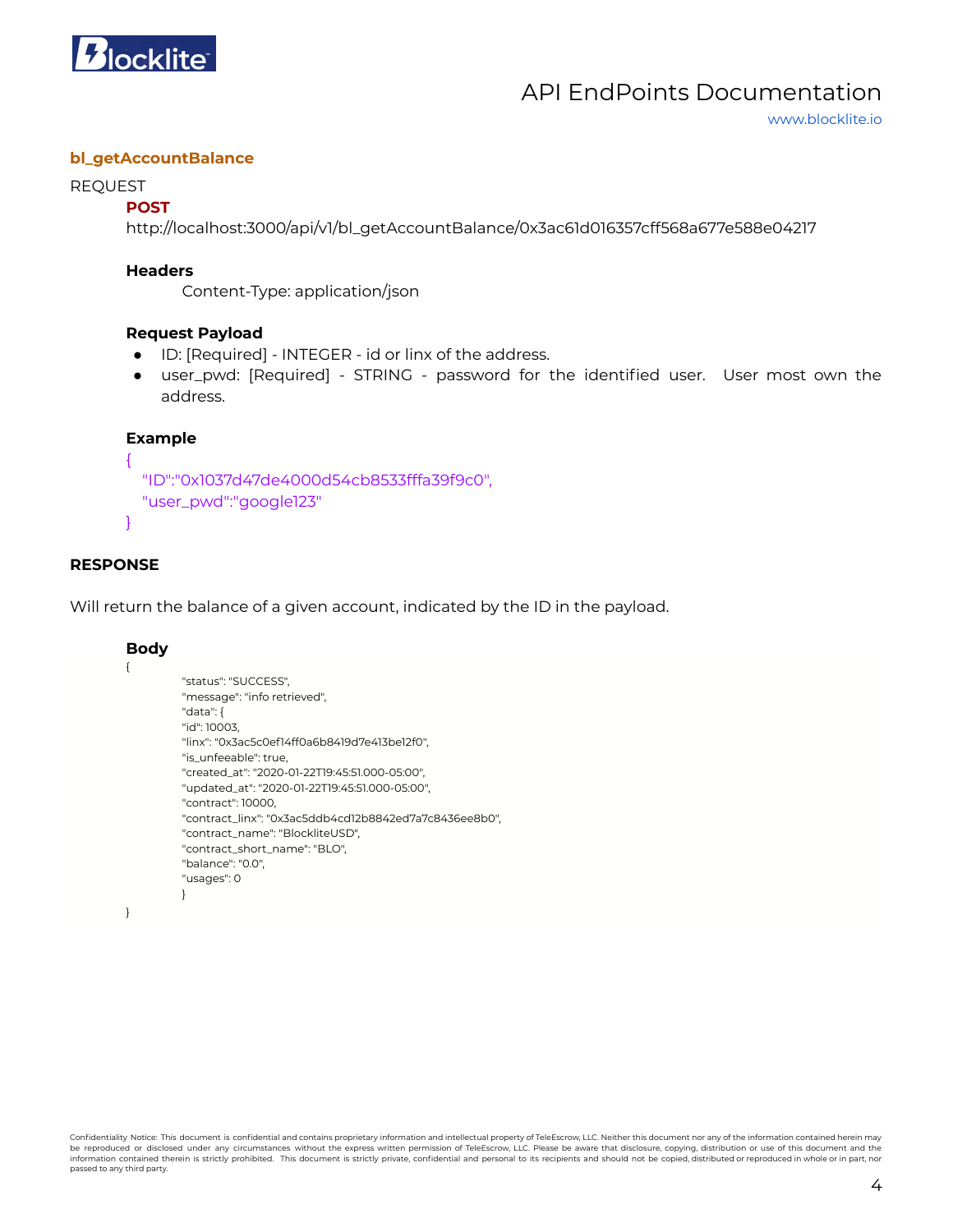### bl_getAccountBalance

REQUEST

**POST**

http://localhost:3000/api/v1/bl_getAccountBalance/0x3ac61d016357cff568a677e588e04217

**Headers**

Content-Type: application/json

**Request Payload**

- ID: [Required] - INTEGER - id or linx of the address.
- user_pwd: [Required] - STRING - password for the identified user. User most own the address.

**Example**

```
{
  "ID":"0x1037d47de4000d54cb8533fffa39f9c0",
  "user_pwd":"google123"
}
```

**RESPONSE**

Will return the balance of a given account, indicated by the ID in the payload.

**Body**

```
{
        "status": "SUCCESS",
        "message": "info retrieved",
        "data": {
        "id": 10003,
        "linx": "0x3ac5c0ef14ff0a6b8419d7e413be12f0",
        "is_unfeeable": true,
        "created_at": "2020-01-22T19:45:51.000-05:00",
        "updated_at": "2020-01-22T19:45:51.000-05:00",
        "contract": 10000,
        "contract_linx": "0x3ac5ddb4cd12b8842ed7a7c8436ee8b0",
        "contract_name": "BlockliteUSD",
        "contract_short_name": "BLO",
        "balance": "0.0",
        "usages": 0
        }
}
```

Confidentiality Notice: This document is confidential and contains proprietary information and intellectual property of TeleEscrow, LLC. Neither this document nor any of the information contained herein may be reproduced or disclosed under any circumstances without the express written permission of TeleEscrow, LLC. Please be aware that disclosure, copying, distribution or use of this document and the information contained therein is strictly prohibited. This document is strictly private, confidential and personal to its recipients and should not be copied, distributed or reproduced in whole or in part, nor passed to any third party.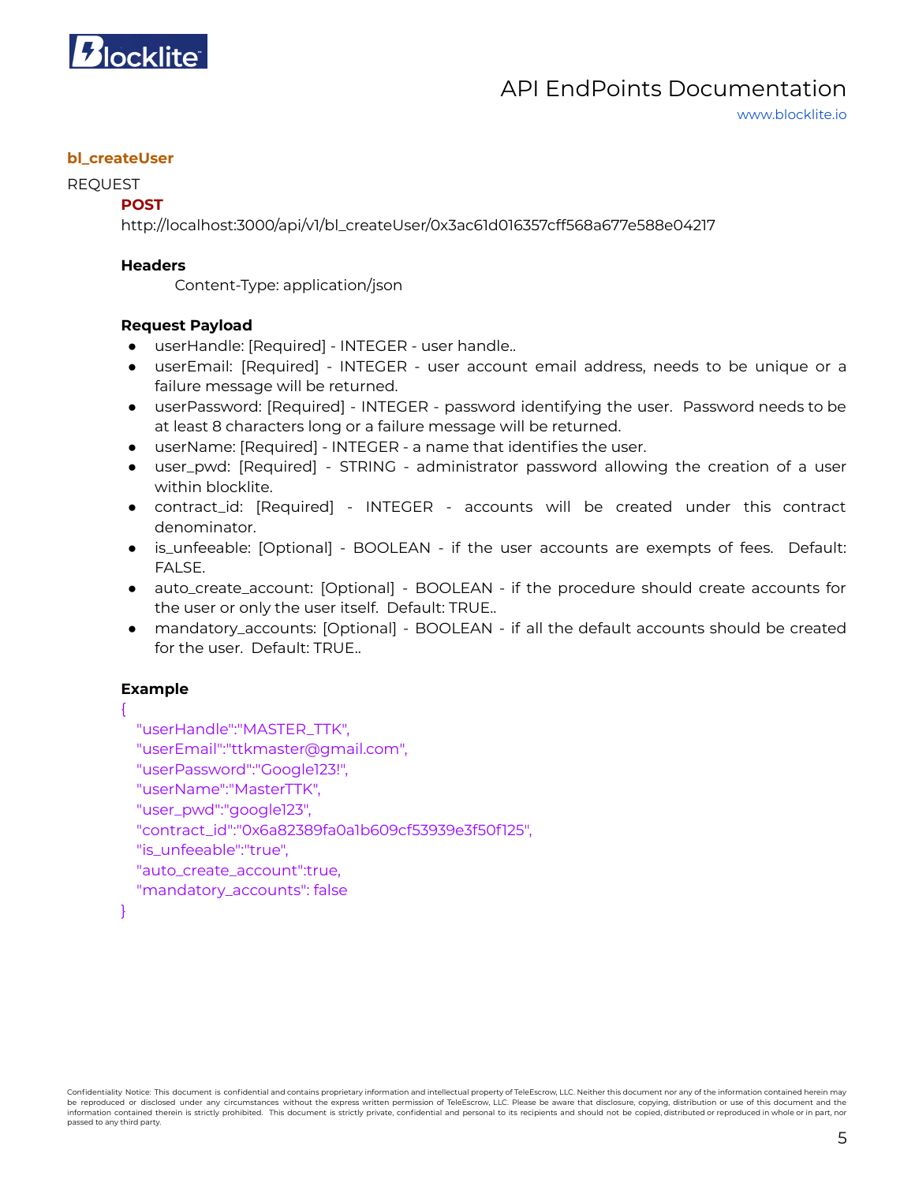### bl_createUser

REQUEST

**POST**

http://localhost:3000/api/v1/bl_createUser/0x3ac61d016357cff568a677e588e04217

**Headers**

Content-Type: application/json

**Request Payload**

- userHandle: [Required] - INTEGER - user handle..
- userEmail: [Required] - INTEGER - user account email address, needs to be unique or a failure message will be returned.
- userPassword: [Required] - INTEGER - password identifying the user. Password needs to be at least 8 characters long or a failure message will be returned.
- userName: [Required] - INTEGER - a name that identifies the user.
- user_pwd: [Required] - STRING - administrator password allowing the creation of a user within blocklite.
- contract_id: [Required] - INTEGER - accounts will be created under this contract denominator.
- is_unfeeable: [Optional] - BOOLEAN - if the user accounts are exempts of fees. Default: FALSE.
- auto_create_account: [Optional] - BOOLEAN - if the procedure should create accounts for the user or only the user itself. Default: TRUE..
- mandatory_accounts: [Optional] - BOOLEAN - if all the default accounts should be created for the user. Default: TRUE..

**Example**

```
{
  "userHandle":"MASTER_TTK",
  "userEmail":"ttkmaster@gmail.com",
  "userPassword":"Google123!",
  "userName":"MasterTTK",
  "user_pwd":"google123",
  "contract_id":"0x6a82389fa0a1b609cf53939e3f50f125",
  "is_unfeeable":"true",
  "auto_create_account":true,
  "mandatory_accounts": false
}
```

Confidentiality Notice: This document is confidential and contains proprietary information and intellectual property of TeleEscrow, LLC. Neither this document nor any of the information contained herein may be reproduced or disclosed under any circumstances without the express written permission of TeleEscrow, LLC. Please be aware that disclosure, copying, distribution or use of this document and the information contained therein is strictly prohibited. This document is strictly private, confidential and personal to its recipients and should not be copied, distributed or reproduced in whole or in part, nor passed to any third party.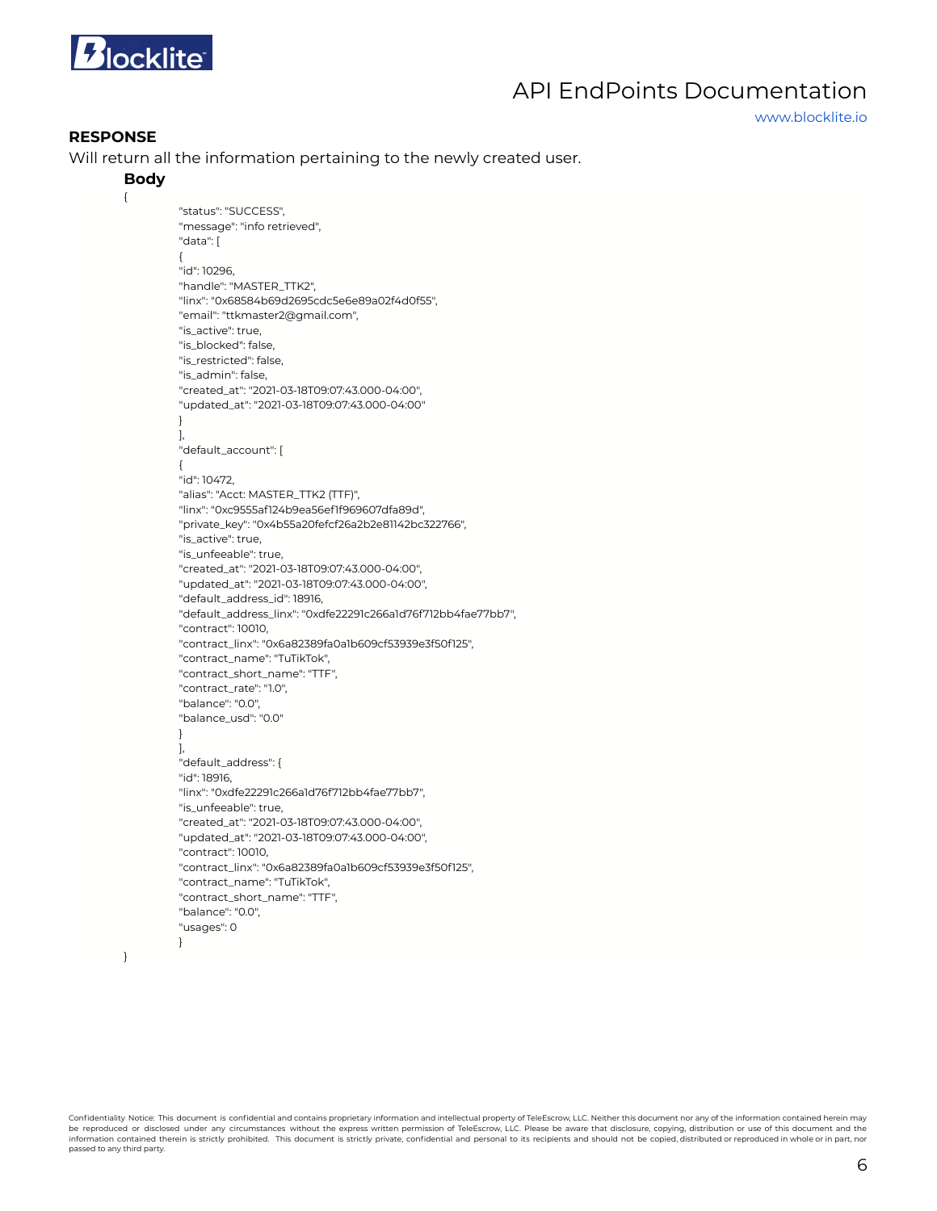**RESPONSE**

Will return all the information pertaining to the newly created user.

**Body**

```
{
    "status": "SUCCESS",
    "message": "info retrieved",
    "data": [
    {
    "id": 10296,
    "handle": "MASTER_TTK2",
    "linx": "0x68584b69d2695cdc5e6e89a02f4d0f55",
    "email": "ttkmaster2@gmail.com",
    "is_active": true,
    "is_blocked": false,
    "is_restricted": false,
    "is_admin": false,
    "created_at": "2021-03-18T09:07:43.000-04:00",
    "updated_at": "2021-03-18T09:07:43.000-04:00"
    }
    ],
    "default_account": [
    {
    "id": 10472,
    "alias": "Acct: MASTER_TTK2 (TTF)",
    "linx": "0xc9555af124b9ea56ef1f969607dfa89d",
    "private_key": "0x4b55a20fefcf26a2b2e81142bc322766",
    "is_active": true,
    "is_unfeeable": true,
    "created_at": "2021-03-18T09:07:43.000-04:00",
    "updated_at": "2021-03-18T09:07:43.000-04:00",
    "default_address_id": 18916,
    "default_address_linx": "0xdfe22291c266a1d76f712bb4fae77bb7",
    "contract": 10010,
    "contract_linx": "0x6a82389fa0a1b609cf53939e3f50f125",
    "contract_name": "TuTikTok",
    "contract_short_name": "TTF",
    "contract_rate": "1.0",
    "balance": "0.0",
    "balance_usd": "0.0"
    }
    ],
    "default_address": {
    "id": 18916,
    "linx": "0xdfe22291c266a1d76f712bb4fae77bb7",
    "is_unfeeable": true,
    "created_at": "2021-03-18T09:07:43.000-04:00",
    "updated_at": "2021-03-18T09:07:43.000-04:00",
    "contract": 10010,
    "contract_linx": "0x6a82389fa0a1b609cf53939e3f50f125",
    "contract_name": "TuTikTok",
    "contract_short_name": "TTF",
    "balance": "0.0",
    "usages": 0
    }
}
```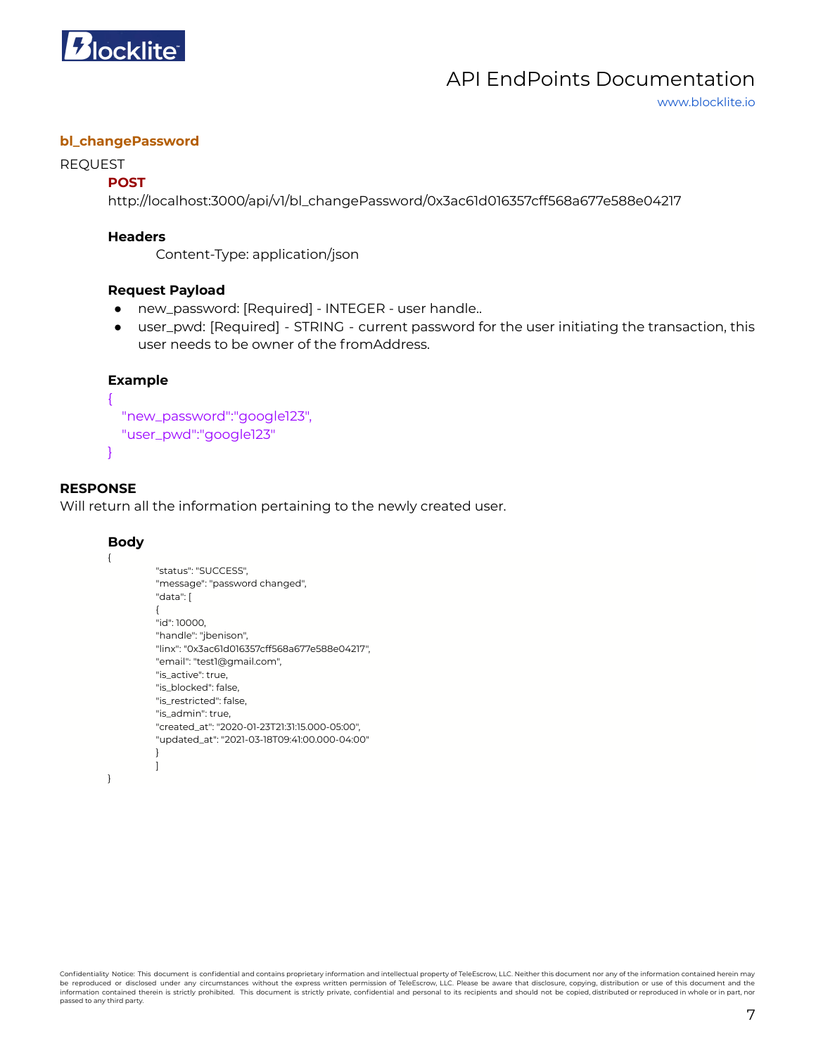### bl_changePassword

REQUEST

**POST**

http://localhost:3000/api/v1/bl_changePassword/0x3ac61d016357cff568a677e588e04217

**Headers**

Content-Type: application/json

**Request Payload**

- new_password: [Required] - INTEGER - user handle..
- user_pwd: [Required] - STRING - current password for the user initiating the transaction, this user needs to be owner of the fromAddress.

**Example**

```
{
  "new_password":"google123",
  "user_pwd":"google123"
}
```

**RESPONSE**

Will return all the information pertaining to the newly created user.

**Body**

```
{
        "status": "SUCCESS",
        "message": "password changed",
        "data": [
        {
        "id": 10000,
        "handle": "jbenison",
        "linx": "0x3ac61d016357cff568a677e588e04217",
        "email": "test1@gmail.com",
        "is_active": true,
        "is_blocked": false,
        "is_restricted": false,
        "is_admin": true,
        "created_at": "2020-01-23T21:31:15.000-05:00",
        "updated_at": "2021-03-18T09:41:00.000-04:00"
        }
        ]
}
```

Confidentiality Notice: This document is confidential and contains proprietary information and intellectual property of TeleEscrow, LLC. Neither this document nor any of the information contained herein may be reproduced or disclosed under any circumstances without the express written permission of TeleEscrow, LLC. Please be aware that disclosure, copying, distribution or use of this document and the information contained therein is strictly prohibited. This document is strictly private, confidential and personal to its recipients and should not be copied, distributed or reproduced in whole or in part, nor passed to any third party.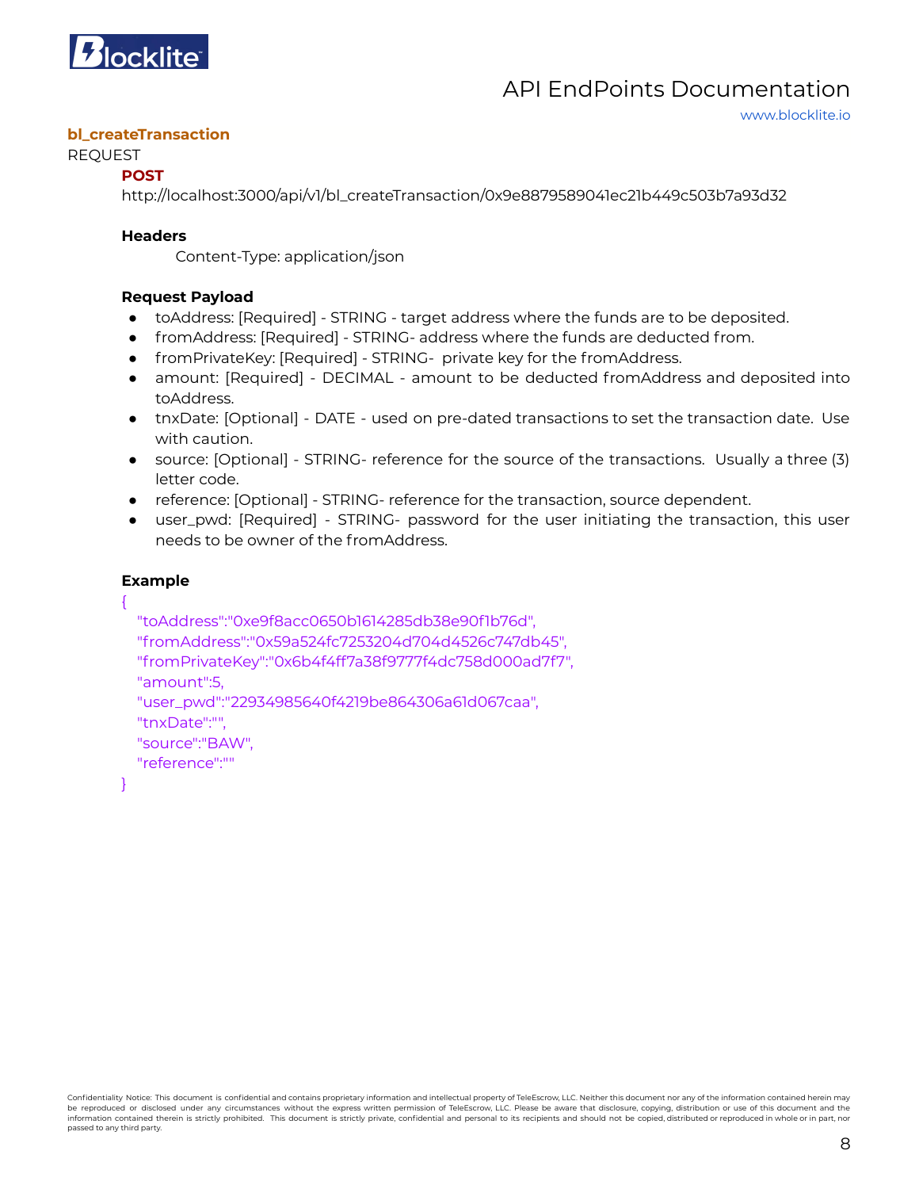### bl_createTransaction

REQUEST

**POST**

http://localhost:3000/api/v1/bl_createTransaction/0x9e8879589041ec21b449c503b7a93d32

**Headers**

Content-Type: application/json

**Request Payload**

- toAddress: [Required] - STRING - target address where the funds are to be deposited.
- fromAddress: [Required] - STRING- address where the funds are deducted from.
- fromPrivateKey: [Required] - STRING- private key for the fromAddress.
- amount: [Required] - DECIMAL - amount to be deducted fromAddress and deposited into toAddress.
- tnxDate: [Optional] - DATE - used on pre-dated transactions to set the transaction date. Use with caution.
- source: [Optional] - STRING- reference for the source of the transactions. Usually a three (3) letter code.
- reference: [Optional] - STRING- reference for the transaction, source dependent.
- user_pwd: [Required] - STRING- password for the user initiating the transaction, this user needs to be owner of the fromAddress.

**Example**

```
{
  "toAddress":"0xe9f8acc0650b1614285db38e90f1b76d",
  "fromAddress":"0x59a524fc7253204d704d4526c747db45",
  "fromPrivateKey":"0x6b4f4ff7a38f9777f4dc758d000ad7f7",
  "amount":5,
  "user_pwd":"22934985640f4219be864306a61d067caa",
  "tnxDate":"",
  "source":"BAW",
  "reference":""
}
```

Confidentiality Notice: This document is confidential and contains proprietary information and intellectual property of TeleEscrow, LLC. Neither this document nor any of the information contained herein may be reproduced or disclosed under any circumstances without the express written permission of TeleEscrow, LLC. Please be aware that disclosure, copying, distribution or use of this document and the information contained therein is strictly prohibited. This document is strictly private, confidential and personal to its recipients and should not be copied, distributed or reproduced in whole or in part, nor passed to any third party.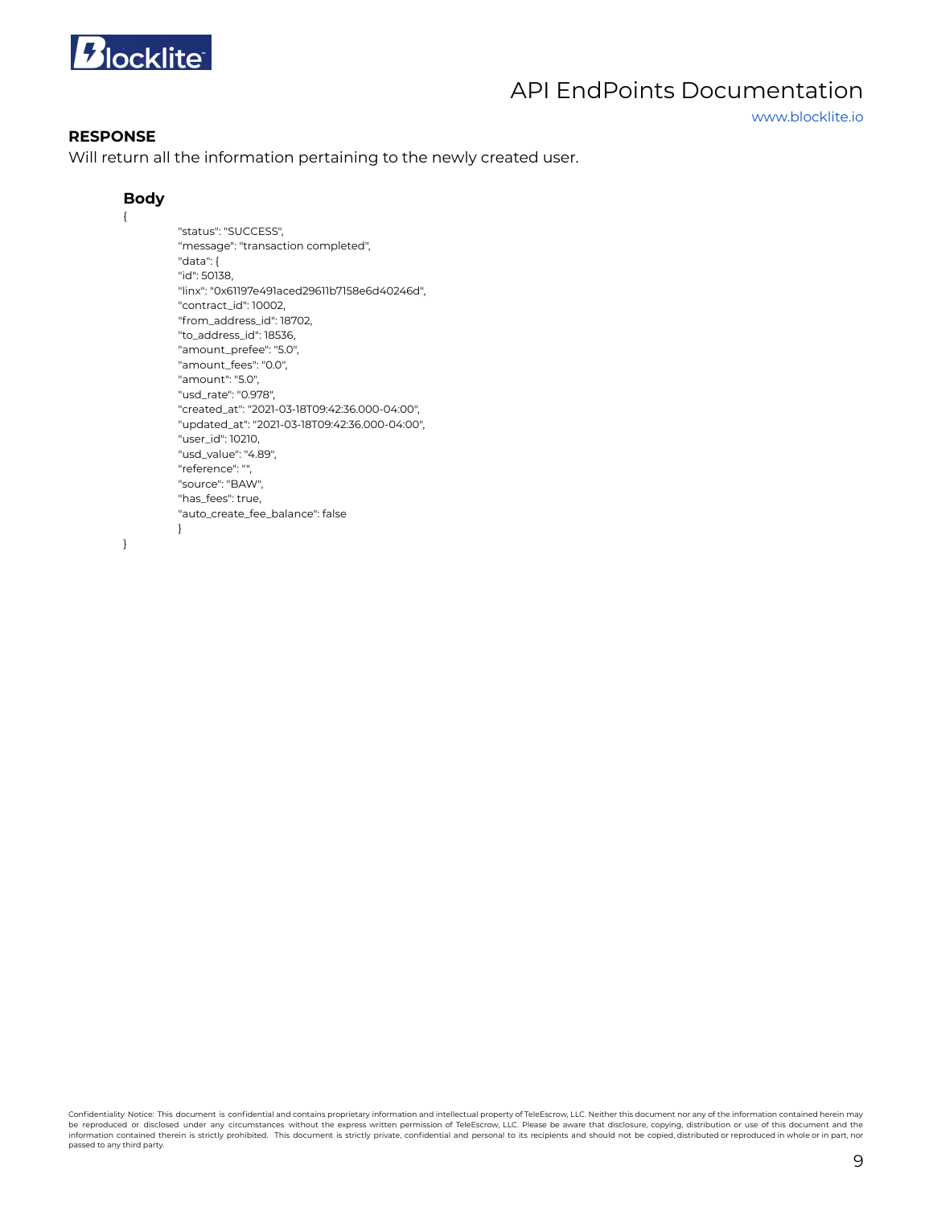**RESPONSE**

Will return all the information pertaining to the newly created user.

### Body

```
{
	"status": "SUCCESS",
	"message": "transaction completed",
	"data": {
	"id": 50138,
	"linx": "0x61197e491aced29611b7158e6d40246d",
	"contract_id": 10002,
	"from_address_id": 18702,
	"to_address_id": 18536,
	"amount_prefee": "5.0",
	"amount_fees": "0.0",
	"amount": "5.0",
	"usd_rate": "0.978",
	"created_at": "2021-03-18T09:42:36.000-04:00",
	"updated_at": "2021-03-18T09:42:36.000-04:00",
	"user_id": 10210,
	"usd_value": "4.89",
	"reference": "",
	"source": "BAW",
	"has_fees": true,
	"auto_create_fee_balance": false
	}
}
```

Confidentiality Notice: This document is confidential and contains proprietary information and intellectual property of TeleEscrow, LLC. Neither this document nor any of the information contained herein may be reproduced or disclosed under any circumstances without the express written permission of TeleEscrow, LLC. Please be aware that disclosure, copying, distribution or use of this document and the information contained therein is strictly prohibited. This document is strictly private, confidential and personal to its recipients and should not be copied, distributed or reproduced in whole or in part, nor passed to any third party.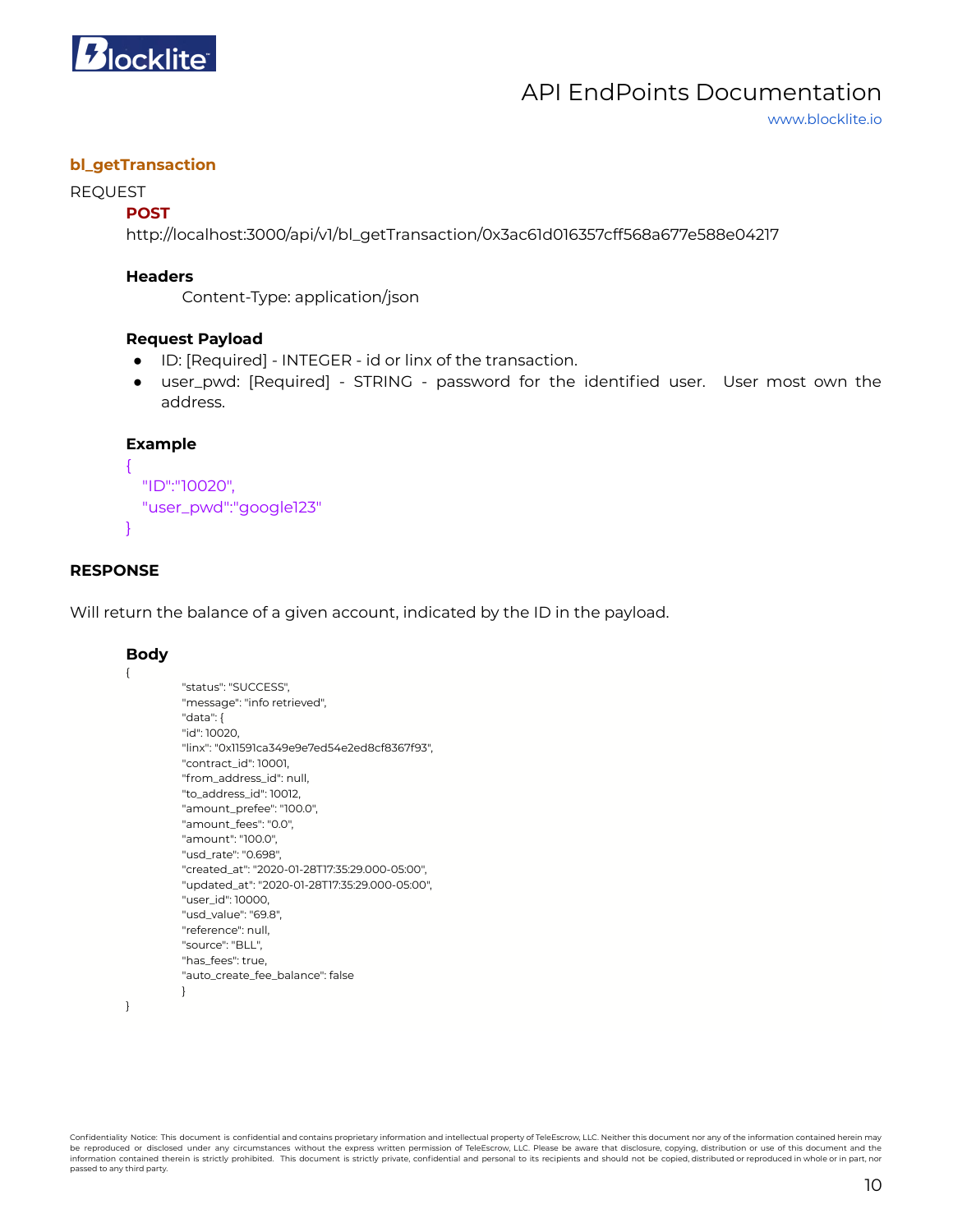### bl_getTransaction

REQUEST

**POST**

http://localhost:3000/api/v1/bl_getTransaction/0x3ac61d016357cff568a677e588e04217

**Headers**

Content-Type: application/json

**Request Payload**

- ID: [Required] - INTEGER - id or linx of the transaction.
- user_pwd: [Required] - STRING - password for the identified user. User most own the address.

**Example**

```
{
  "ID":"10020",
  "user_pwd":"google123"
}
```

**RESPONSE**

Will return the balance of a given account, indicated by the ID in the payload.

**Body**

```
{
    "status": "SUCCESS",
    "message": "info retrieved",
    "data": {
    "id": 10020,
    "linx": "0x11591ca349e9e7ed54e2ed8cf8367f93",
    "contract_id": 10001,
    "from_address_id": null,
    "to_address_id": 10012,
    "amount_prefee": "100.0",
    "amount_fees": "0.0",
    "amount": "100.0",
    "usd_rate": "0.698",
    "created_at": "2020-01-28T17:35:29.000-05:00",
    "updated_at": "2020-01-28T17:35:29.000-05:00",
    "user_id": 10000,
    "usd_value": "69.8",
    "reference": null,
    "source": "BLL",
    "has_fees": true,
    "auto_create_fee_balance": false
    }
}
```

Confidentiality Notice: This document is confidential and contains proprietary information and intellectual property of TeleEscrow, LLC. Neither this document nor any of the information contained herein may be reproduced or disclosed under any circumstances without the express written permission of TeleEscrow, LLC. Please be aware that disclosure, copying, distribution or use of this document and the information contained therein is strictly prohibited. This document is strictly private, confidential and personal to its recipients and should not be copied, distributed or reproduced in whole or in part, nor passed to any third party.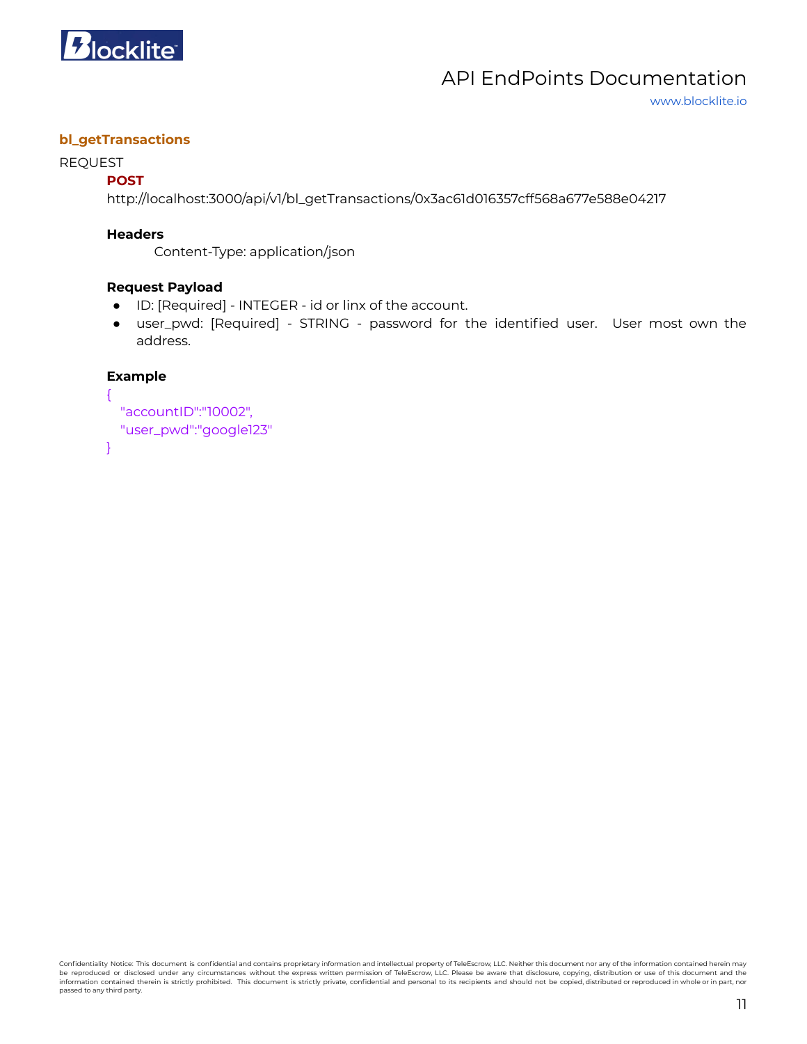### bl_getTransactions

REQUEST

**POST**

http://localhost:3000/api/v1/bl_getTransactions/0x3ac61d016357cff568a677e588e04217

**Headers**

Content-Type: application/json

**Request Payload**

- ID: [Required] - INTEGER - id or linx of the account.
- user_pwd: [Required] - STRING - password for the identified user. User most own the address.

**Example**

```
{
  "accountID":"10002",
  "user_pwd":"google123"
}
```

Confidentiality Notice: This document is confidential and contains proprietary information and intellectual property of TeleEscrow, LLC. Neither this document nor any of the information contained herein may be reproduced or disclosed under any circumstances without the express written permission of TeleEscrow, LLC. Please be aware that disclosure, copying, distribution or use of this document and the information contained therein is strictly prohibited. This document is strictly private, confidential and personal to its recipients and should not be copied, distributed or reproduced in whole or in part, nor passed to any third party.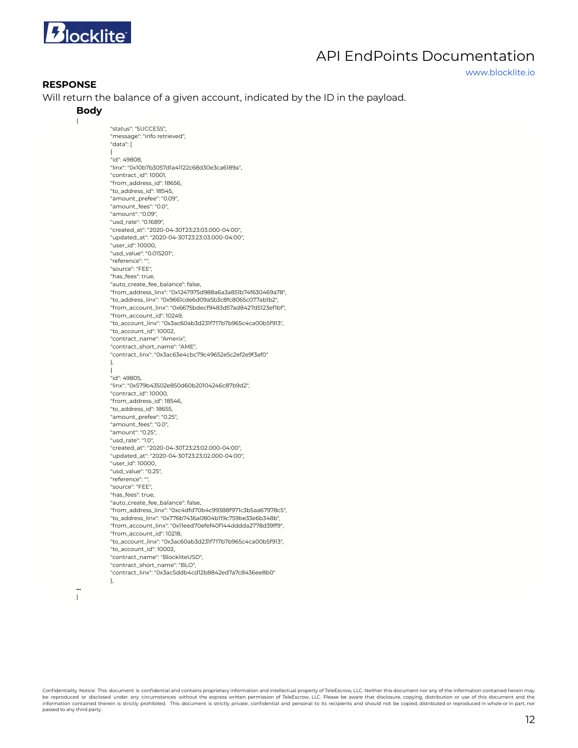**RESPONSE**

Will return the balance of a given account, indicated by the ID in the payload.

**Body**

```
{
	"status": "SUCCESS",
	"message": "info retrieved",
	"data": [
	{
	"id": 49808,
	"linx": "0x10b7b3057d1a41122c68d30e3ca6189a",
	"contract_id": 10001,
	"from_address_id": 18656,
	"to_address_id": 18545,
	"amount_prefee": "0.09",
	"amount_fees": "0.0",
	"amount": "0.09",
	"usd_rate": "0.1689",
	"created_at": "2020-04-30T23:23:03.000-04:00",
	"updated_at": "2020-04-30T23:23:03.000-04:00",
	"user_id": 10000,
	"usd_value": "0.015201",
	"reference": "",
	"source": "FEE",
	"has_fees": true,
	"auto_create_fee_balance": false,
	"from_address_linx": "0x1247975d988a6a3a851b74f630469a78",
	"to_address_linx": "0x9661cde6d09a5b3c8fc8065c077ab1b2",
	"from_account_linx": "0x6675bdecf9483d57ad8427d5123ef1bf",
	"from_account_id": 10249,
	"to_account_linx": "0x3ac60ab3d231f717b7b965c4ca00b5f913",
	"to_account_id": 10002,
	"contract_name": "Amerix",
	"contract_short_name": "AME",
	"contract_linx": "0x3ac63e4cbc79c49652e5c2ef2e9f3af0"
	},
	{
	"id": 49805,
	"linx": "0x579b43502e850d60b20104246c87b9d2",
	"contract_id": 10000,
	"from_address_id": 18546,
	"to_address_id": 18655,
	"amount_prefee": "0.25",
	"amount_fees": "0.0",
	"amount": "0.25",
	"usd_rate": "1.0",
	"created_at": "2020-04-30T23:23:02.000-04:00",
	"updated_at": "2020-04-30T23:23:02.000-04:00",
	"user_id": 10000,
	"usd_value": "0.25",
	"reference": "",
	"source": "FEE",
	"has_fees": true,
	"auto_create_fee_balance": false,
	"from_address_linx": "0xc4dfd70b4c99388f971c3b5aa67978c5",
	"to_address_linx": "0x776b7436a0804b119c759be33e6b348b",
	"from_account_linx": "0x11eed70efef40f144dddda2778d39ff9",
	"from_account_id": 10218,
	"to_account_linx": "0x3ac60ab3d231f717b7b965c4ca00b5f913",
	"to_account_id": 10002,
	"contract_name": "BlockliteUSD",
	"contract_short_name": "BLO",
	"contract_linx": "0x3ac5ddb4cd12b8842ed7a7c8436ee8b0"
	},
…
}
```

Confidentiality Notice: This document is confidential and contains proprietary information and intellectual property of TeleEscrow, LLC. Neither this document nor any of the information contained herein may be reproduced or disclosed under any circumstances without the express written permission of TeleEscrow, LLC. Please be aware that disclosure, copying, distribution or use of this document and the information contained therein is strictly prohibited. This document is strictly private, confidential and personal to its recipients and should not be copied, distributed or reproduced in whole or in part, nor passed to any third party.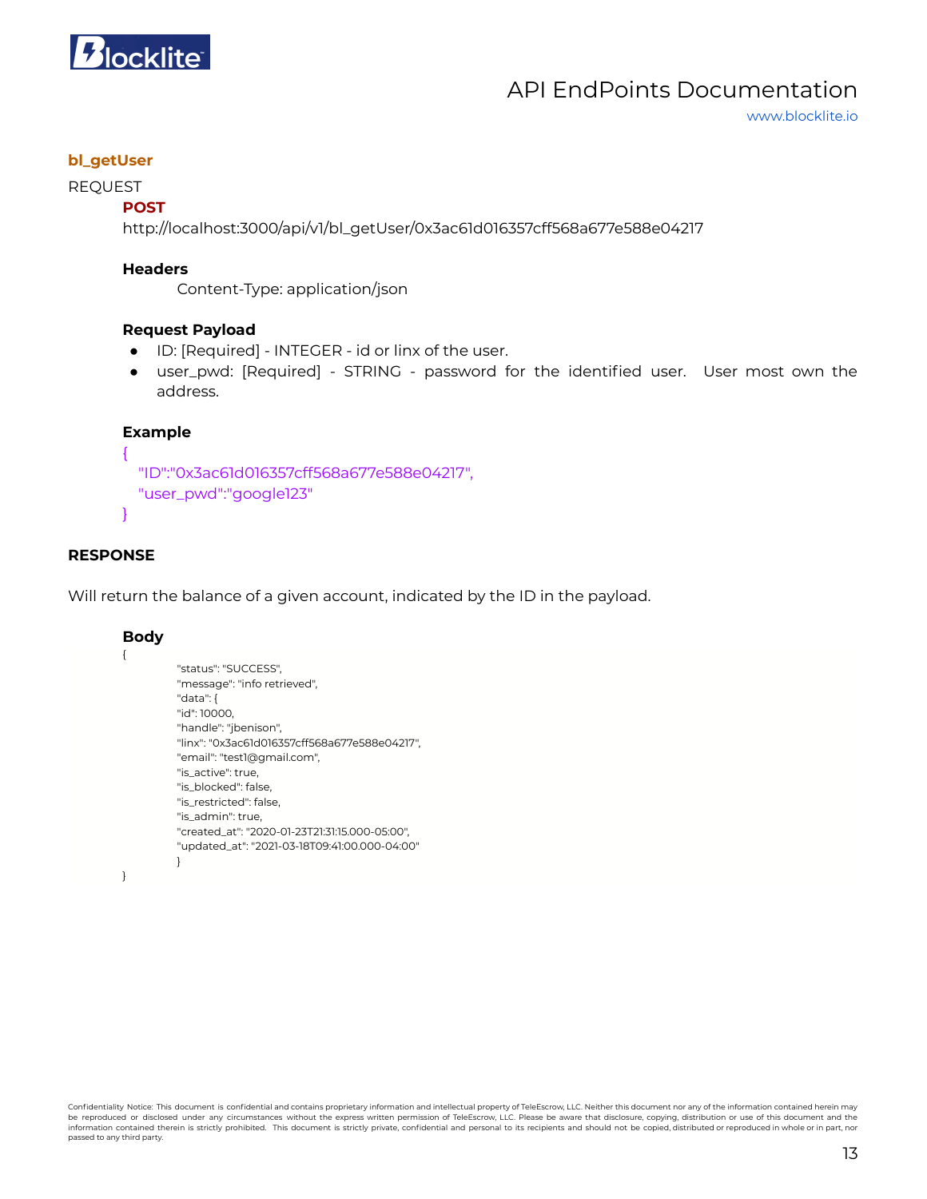**bl_getUser**

REQUEST

**POST**

http://localhost:3000/api/v1/bl_getUser/0x3ac61d016357cff568a677e588e04217

**Headers**

Content-Type: application/json

**Request Payload**

- ID: [Required] - INTEGER - id or linx of the user.
- user_pwd: [Required] - STRING - password for the identified user. User most own the address.

**Example**

```
{
  "ID":"0x3ac61d016357cff568a677e588e04217",
  "user_pwd":"google123"
}
```

**RESPONSE**

Will return the balance of a given account, indicated by the ID in the payload.

**Body**

```
{
        "status": "SUCCESS",
        "message": "info retrieved",
        "data": {
        "id": 10000,
        "handle": "jbenison",
        "linx": "0x3ac61d016357cff568a677e588e04217",
        "email": "test1@gmail.com",
        "is_active": true,
        "is_blocked": false,
        "is_restricted": false,
        "is_admin": true,
        "created_at": "2020-01-23T21:31:15.000-05:00",
        "updated_at": "2021-03-18T09:41:00.000-04:00"
        }
}
```

Confidentiality Notice: This document is confidential and contains proprietary information and intellectual property of TeleEscrow, LLC. Neither this document nor any of the information contained herein may be reproduced or disclosed under any circumstances without the express written permission of TeleEscrow, LLC. Please be aware that disclosure, copying, distribution or use of this document and the information contained therein is strictly prohibited. This document is strictly private, confidential and personal to its recipients and should not be copied, distributed or reproduced in whole or in part, nor passed to any third party.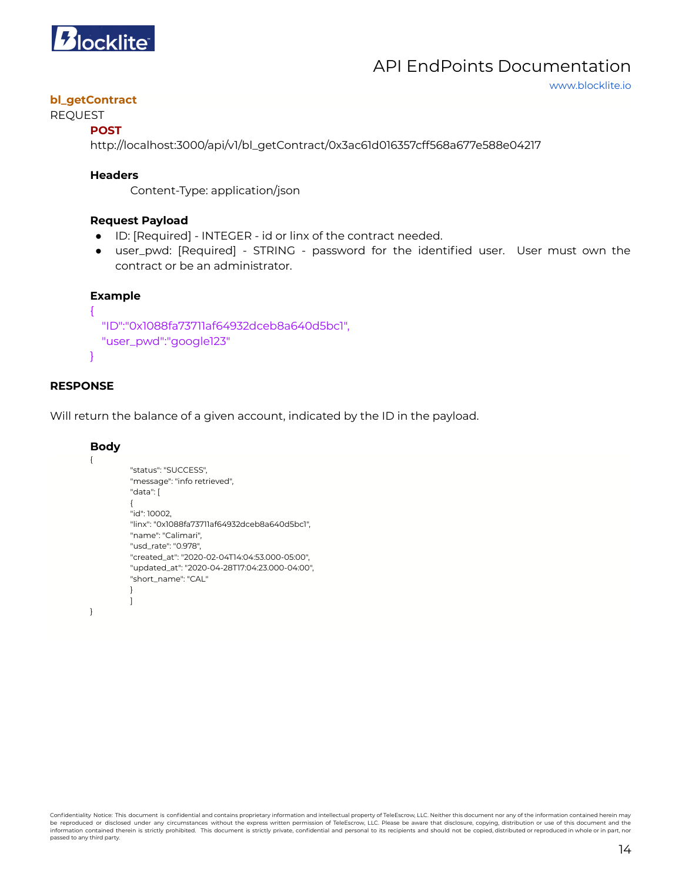### bl_getContract

REQUEST

**POST**

http://localhost:3000/api/v1/bl_getContract/0x3ac61d016357cff568a677e588e04217

**Headers**

Content-Type: application/json

**Request Payload**

- ID: [Required] - INTEGER - id or linx of the contract needed.
- user_pwd: [Required] - STRING - password for the identified user. User must own the contract or be an administrator.

**Example**

```
{
  "ID":"0x1088fa73711af64932dceb8a640d5bc1",
  "user_pwd":"google123"
}
```

**RESPONSE**

Will return the balance of a given account, indicated by the ID in the payload.

**Body**

```
{
        "status": "SUCCESS",
        "message": "info retrieved",
        "data": [
        {
        "id": 10002,
        "linx": "0x1088fa73711af64932dceb8a640d5bc1",
        "name": "Calimari",
        "usd_rate": "0.978",
        "created_at": "2020-02-04T14:04:53.000-05:00",
        "updated_at": "2020-04-28T17:04:23.000-04:00",
        "short_name": "CAL"
        }
        ]
}
```

Confidentiality Notice: This document is confidential and contains proprietary information and intellectual property of TeleEscrow, LLC. Neither this document nor any of the information contained herein may be reproduced or disclosed under any circumstances without the express written permission of TeleEscrow, LLC. Please be aware that disclosure, copying, distribution or use of this document and the information contained therein is strictly prohibited. This document is strictly private, confidential and personal to its recipients and should not be copied, distributed or reproduced in whole or in part, nor passed to any third party.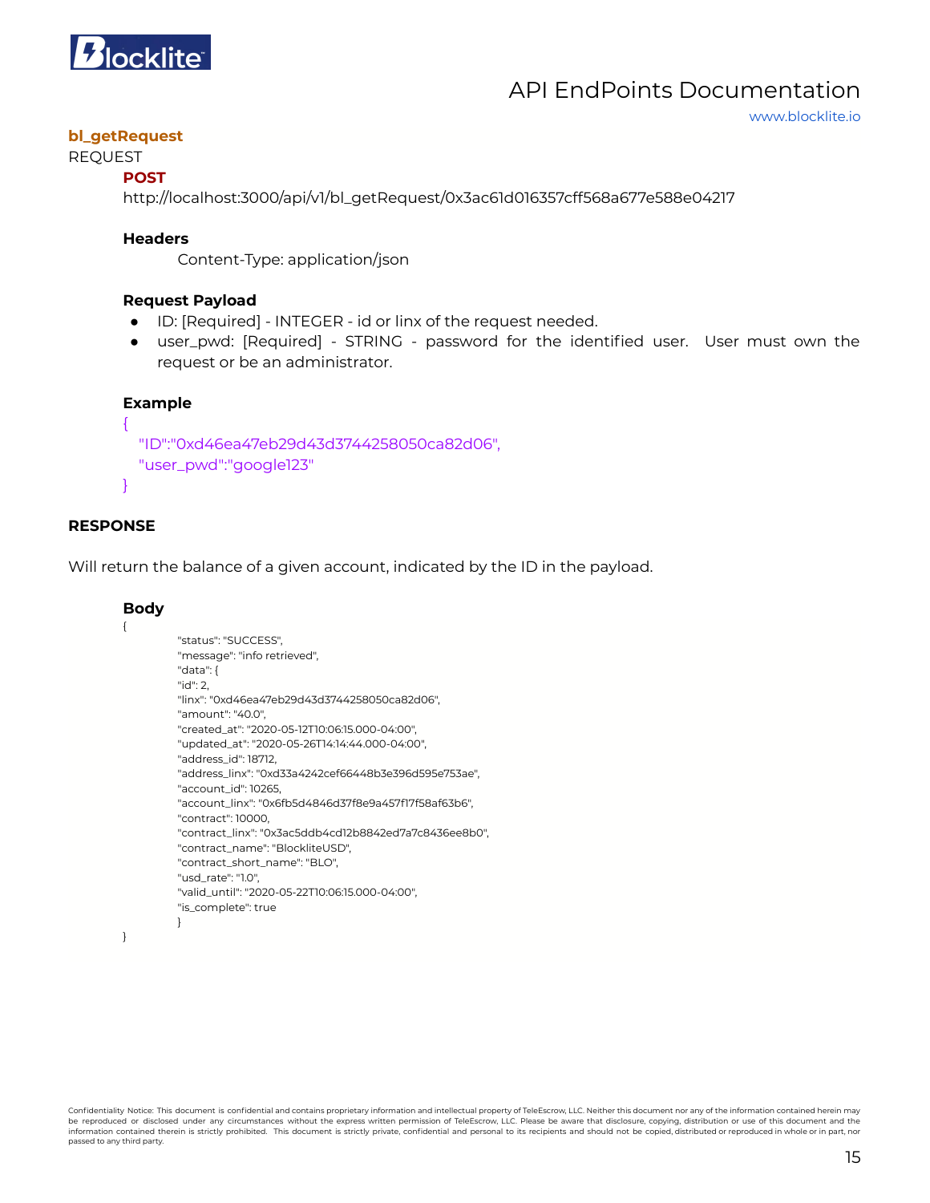### bl_getRequest

REQUEST

**POST**

http://localhost:3000/api/v1/bl_getRequest/0x3ac61d016357cff568a677e588e04217

**Headers**

Content-Type: application/json

**Request Payload**

- ID: [Required] - INTEGER - id or linx of the request needed.
- user_pwd: [Required] - STRING - password for the identified user. User must own the request or be an administrator.

**Example**

```
{
  "ID":"0xd46ea47eb29d43d3744258050ca82d06",
  "user_pwd":"google123"
}
```

**RESPONSE**

Will return the balance of a given account, indicated by the ID in the payload.

**Body**

```
{
    "status": "SUCCESS",
    "message": "info retrieved",
    "data": {
    "id": 2,
    "linx": "0xd46ea47eb29d43d3744258050ca82d06",
    "amount": "40.0",
    "created_at": "2020-05-12T10:06:15.000-04:00",
    "updated_at": "2020-05-26T14:14:44.000-04:00",
    "address_id": 18712,
    "address_linx": "0xd33a4242cef66448b3e396d595e753ae",
    "account_id": 10265,
    "account_linx": "0x6fb5d4846d37f8e9a457f17f58af63b6",
    "contract": 10000,
    "contract_linx": "0x3ac5ddb4cd12b8842ed7a7c8436ee8b0",
    "contract_name": "BlockliteUSD",
    "contract_short_name": "BLO",
    "usd_rate": "1.0",
    "valid_until": "2020-05-22T10:06:15.000-04:00",
    "is_complete": true
    }
}
```

Confidentiality Notice: This document is confidential and contains proprietary information and intellectual property of TeleEscrow, LLC. Neither this document nor any of the information contained herein may be reproduced or disclosed under any circumstances without the express written permission of TeleEscrow, LLC. Please be aware that disclosure, copying, distribution or use of this document and the information contained therein is strictly prohibited. This document is strictly private, confidential and personal to its recipients and should not be copied, distributed or reproduced in whole or in part, nor passed to any third party.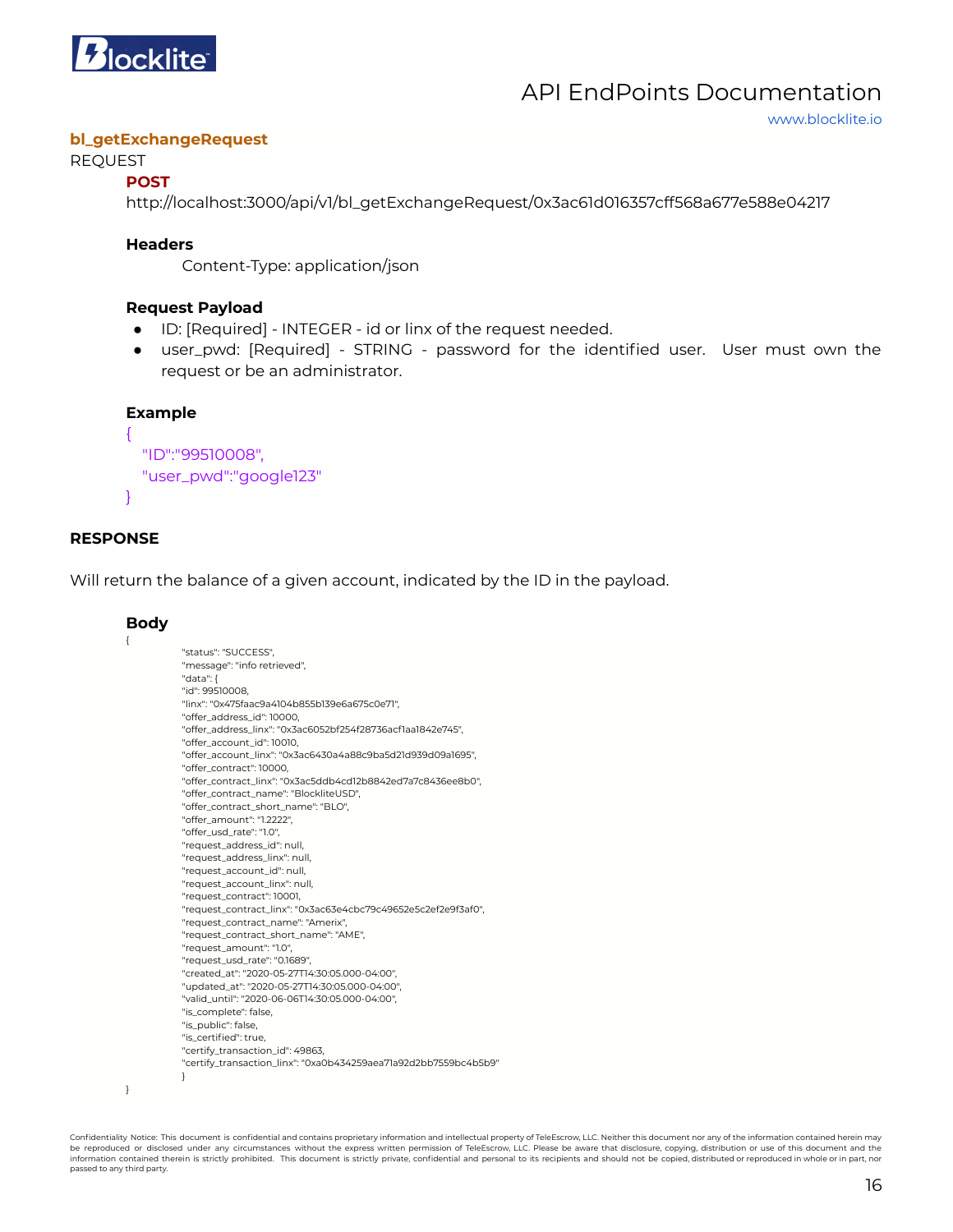### bl_getExchangeRequest

REQUEST

**POST**

http://localhost:3000/api/v1/bl_getExchangeRequest/0x3ac61d016357cff568a677e588e04217

**Headers**

Content-Type: application/json

**Request Payload**

- ID: [Required] - INTEGER - id or linx of the request needed.
- user_pwd: [Required] - STRING - password for the identified user. User must own the request or be an administrator.

**Example**

```
{
  "ID":"99510008",
  "user_pwd":"google123"
}
```

**RESPONSE**

Will return the balance of a given account, indicated by the ID in the payload.

**Body**

```
{
        "status": "SUCCESS",
        "message": "info retrieved",
        "data": {
        "id": 99510008,
        "linx": "0x475faac9a4104b855b139e6a675c0e71",
        "offer_address_id": 10000,
        "offer_address_linx": "0x3ac6052bf254f28736acf1aa1842e745",
        "offer_account_id": 10010,
        "offer_account_linx": "0x3ac6430a4a88c9ba5d21d939d09a1695",
        "offer_contract": 10000,
        "offer_contract_linx": "0x3ac5ddb4cd12b8842ed7a7c8436ee8b0",
        "offer_contract_name": "BlockliteUSD",
        "offer_contract_short_name": "BLO",
        "offer_amount": "1.2222",
        "offer_usd_rate": "1.0",
        "request_address_id": null,
        "request_address_linx": null,
        "request_account_id": null,
        "request_account_linx": null,
        "request_contract": 10001,
        "request_contract_linx": "0x3ac63e4cbc79c49652e5c2ef2e9f3af0",
        "request_contract_name": "Amerix",
        "request_contract_short_name": "AME",
        "request_amount": "1.0",
        "request_usd_rate": "0.1689",
        "created_at": "2020-05-27T14:30:05.000-04:00",
        "updated_at": "2020-05-27T14:30:05.000-04:00",
        "valid_until": "2020-06-06T14:30:05.000-04:00",
        "is_complete": false,
        "is_public": false,
        "is_certified": true,
        "certify_transaction_id": 49863,
        "certify_transaction_linx": "0xa0b434259aea71a92d2bb7559bc4b5b9"
        }
}
```

Confidentiality Notice: This document is confidential and contains proprietary information and intellectual property of TeleEscrow, LLC. Neither this document nor any of the information contained herein may be reproduced or disclosed under any circumstances without the express written permission of TeleEscrow, LLC. Please be aware that disclosure, copying, distribution or use of this document and the information contained therein is strictly prohibited. This document is strictly private, confidential and personal to its recipients and should not be copied, distributed or reproduced in whole or in part, nor passed to any third party.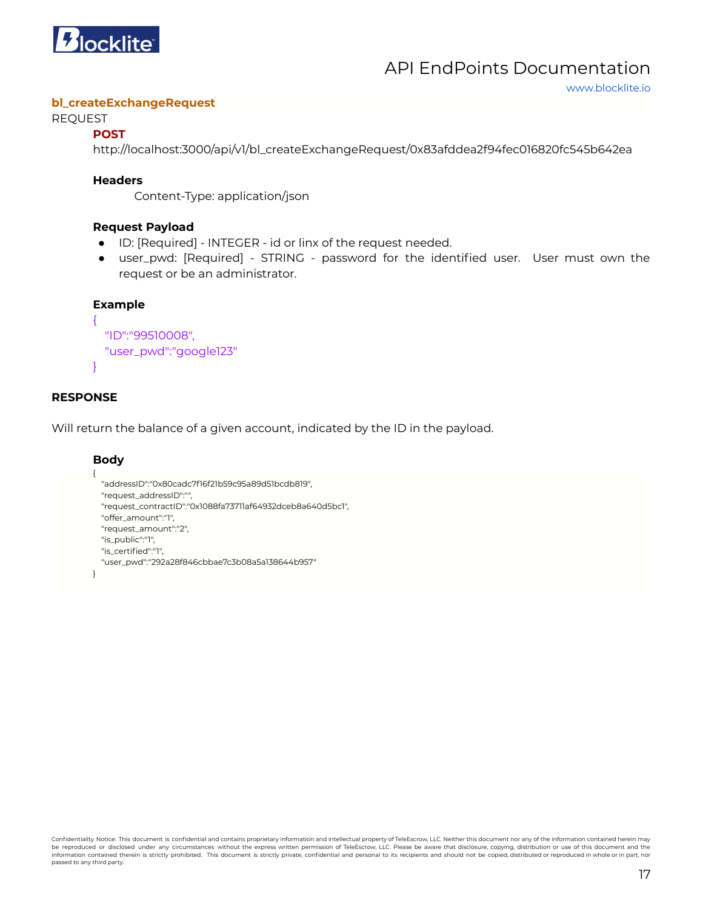**bl_createExchangeRequest**

REQUEST

**POST**

http://localhost:3000/api/v1/bl_createExchangeRequest/0x83afddea2f94fec016820fc545b642ea

**Headers**

Content-Type: application/json

**Request Payload**

- ID: [Required] - INTEGER - id or linx of the request needed.
- user_pwd: [Required] - STRING - password for the identified user. User must own the request or be an administrator.

**Example**

```
{
   "ID":"99510008",
   "user_pwd":"google123"
}
```

**RESPONSE**

Will return the balance of a given account, indicated by the ID in the payload.

**Body**

```
{
   "addressID":"0x80cadc7f16f21b59c95a89d51bcdb819",
   "request_addressID":"",
   "request_contractID":"0x1088fa73711af64932dceb8a640d5bc1",
   "offer_amount":"1",
   "request_amount":"2",
   "is_public":"1",
   "is_certified":"1",
   "user_pwd":"292a28f846cbbae7c3b08a5a138644b957"
}
```

Confidentiality Notice: This document is confidential and contains proprietary information and intellectual property of TeleEscrow, LLC. Neither this document nor any of the information contained herein may be reproduced or disclosed under any circumstances without the express written permission of TeleEscrow, LLC. Please be aware that disclosure, copying, distribution or use of this document and the information contained therein is strictly prohibited. This document is strictly private, confidential and personal to its recipients and should not be copied, distributed or reproduced in whole or in part, nor passed to any third party.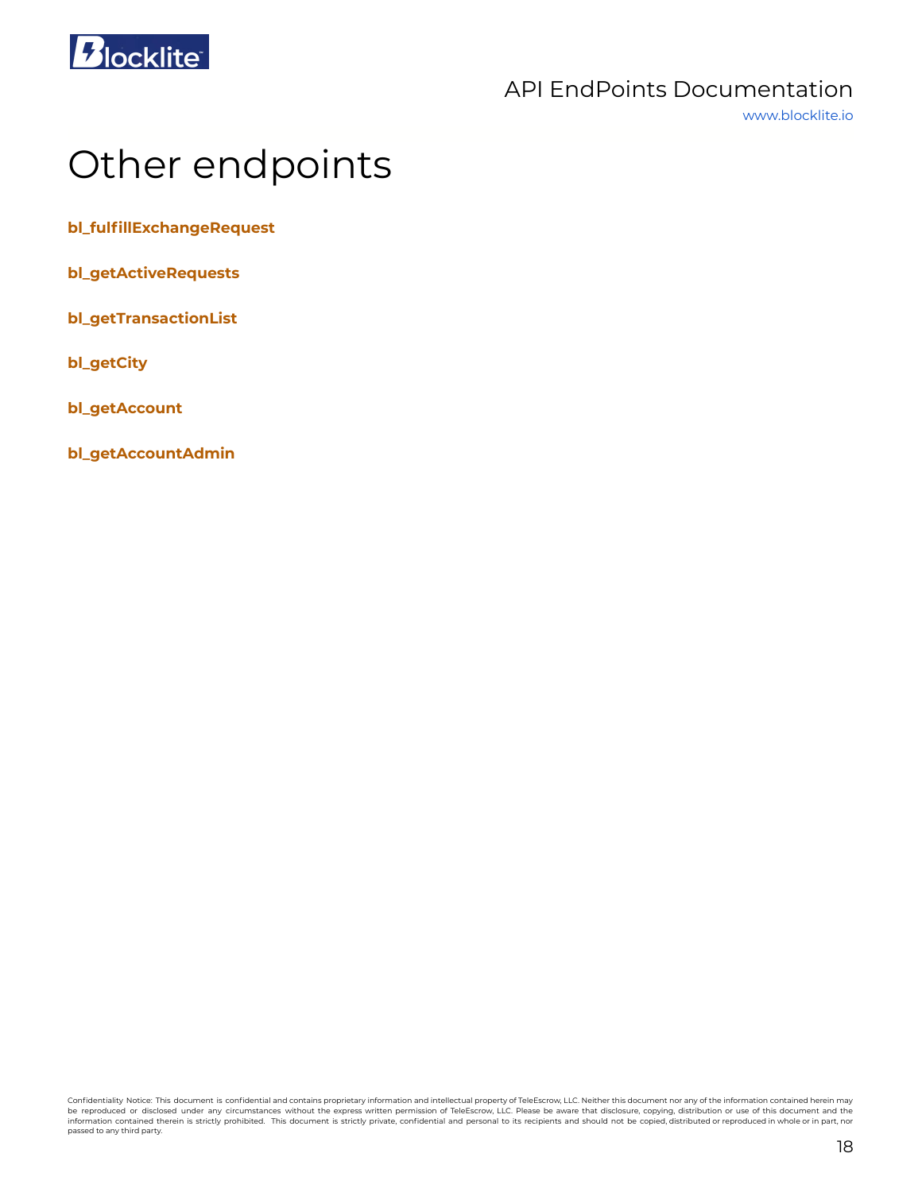# Other endpoints

**bl_fulfillExchangeRequest**

**bl_getActiveRequests**

**bl_getTransactionList**

**bl_getCity**

**bl_getAccount**

**bl_getAccountAdmin**

Confidentiality Notice: This document is confidential and contains proprietary information and intellectual property of TeleEscrow, LLC. Neither this document nor any of the information contained herein may be reproduced or disclosed under any circumstances without the express written permission of TeleEscrow, LLC. Please be aware that disclosure, copying, distribution or use of this document and the information contained therein is strictly prohibited. This document is strictly private, confidential and personal to its recipients and should not be copied, distributed or reproduced in whole or in part, nor passed to any third party.